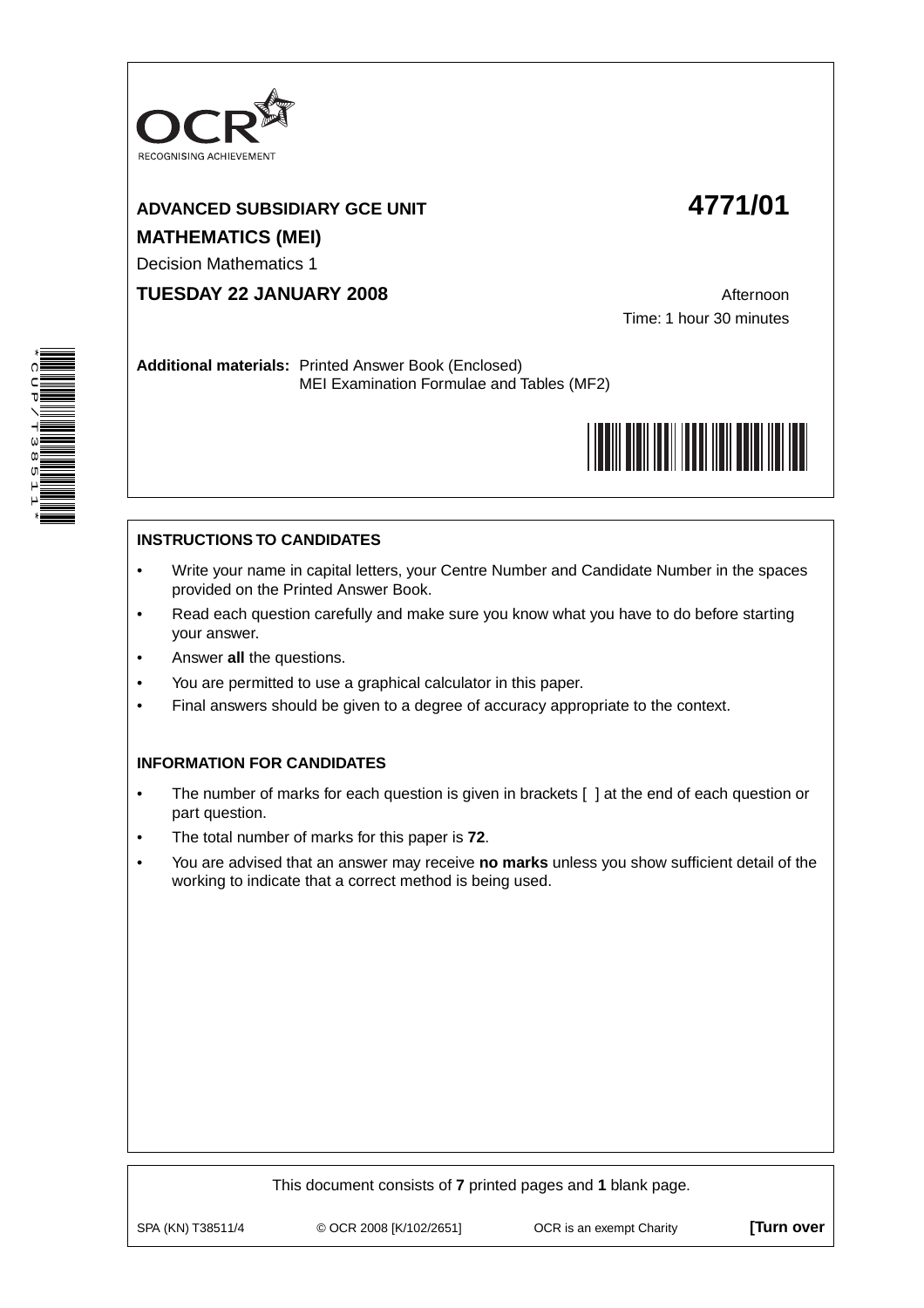OCR
RECOGNISING ACHIEVEMENT

**ADVANCED SUBSIDIARY GCE UNIT** **4771/01**

**MATHEMATICS (MEI)**

Decision Mathematics 1

**TUESDAY 22 JANUARY 2008** Afternoon

Time: 1 hour 30 minutes

**Additional materials:** Printed Answer Book (Enclosed)
MEI Examination Formulae and Tables (MF2)

*CUP/T38511*

## INSTRUCTIONS TO CANDIDATES

- Write your name in capital letters, your Centre Number and Candidate Number in the spaces provided on the Printed Answer Book.
- Read each question carefully and make sure you know what you have to do before starting your answer.
- Answer **all** the questions.
- You are permitted to use a graphical calculator in this paper.
- Final answers should be given to a degree of accuracy appropriate to the context.

## INFORMATION FOR CANDIDATES

- The number of marks for each question is given in brackets [ ] at the end of each question or part question.
- The total number of marks for this paper is **72**.
- You are advised that an answer may receive **no marks** unless you show sufficient detail of the working to indicate that a correct method is being used.

This document consists of **7** printed pages and **1** blank page.

SPA (KN) T38511/4 © OCR 2008 [K/102/2651] OCR is an exempt Charity **[Turn over**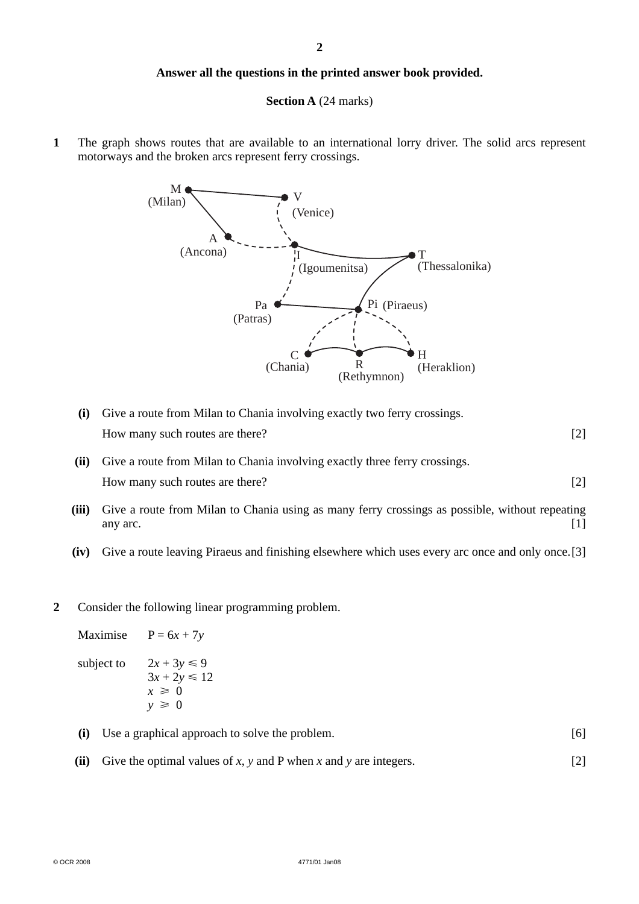**Answer all the questions in the printed answer book provided.**

**Section A** (24 marks)

**1** The graph shows routes that are available to an international lorry driver. The solid arcs represent motorways and the broken arcs represent ferry crossings.

**(i)** Give a route from Milan to Chania involving exactly two ferry crossings.
How many such routes are there? [2]

**(ii)** Give a route from Milan to Chania involving exactly three ferry crossings.
How many such routes are there? [2]

**(iii)** Give a route from Milan to Chania using as many ferry crossings as possible, without repeating any arc. [1]

**(iv)** Give a route leaving Piraeus and finishing elsewhere which uses every arc once and only once. [3]

**2** Consider the following linear programming problem.

Maximise $P = 6x + 7y$

subject to
$2x + 3y \leqslant 9$
$3x + 2y \leqslant 12$
$x \geqslant 0$
$y \geqslant 0$

**(i)** Use a graphical approach to solve the problem. [6]

**(ii)** Give the optimal values of $x$, $y$ and P when $x$ and $y$ are integers. [2]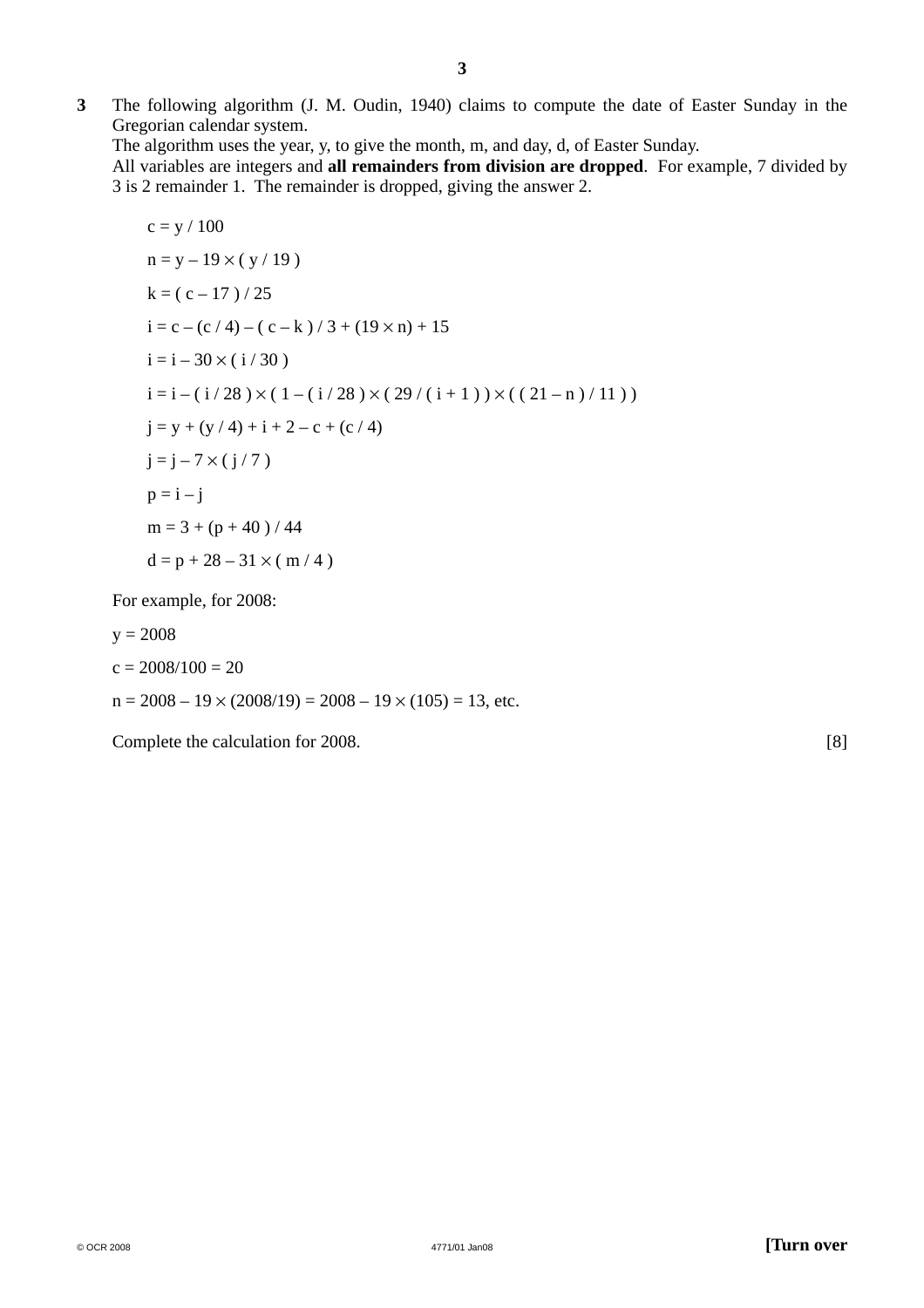**3** The following algorithm (J. M. Oudin, 1940) claims to compute the date of Easter Sunday in the Gregorian calendar system.

The algorithm uses the year, y, to give the month, m, and day, d, of Easter Sunday.

All variables are integers and **all remainders from division are dropped**. For example, 7 divided by 3 is 2 remainder 1. The remainder is dropped, giving the answer 2.

$c = y / 100$

$n = y - 19 \times ( y / 19 )$

$k = ( c - 17 ) / 25$

$i = c - (c / 4) - ( c - k ) / 3 + (19 \times n) + 15$

$i = i - 30 \times ( i / 30 )$

$i = i - ( i / 28 ) \times ( 1 - ( i / 28 ) \times ( 29 / ( i + 1 ) ) \times ( ( 21 - n ) / 11 ) )$

$j = y + (y / 4) + i + 2 - c + (c / 4)$

$j = j - 7 \times ( j / 7 )$

$p = i - j$

$m = 3 + (p + 40 ) / 44$

$d = p + 28 - 31 \times ( m / 4 )$

For example, for 2008:

$y = 2008$

$c = 2008/100 = 20$

$n = 2008 - 19 \times (2008/19) = 2008 - 19 \times (105) = 13$, etc.

Complete the calculation for 2008. [8]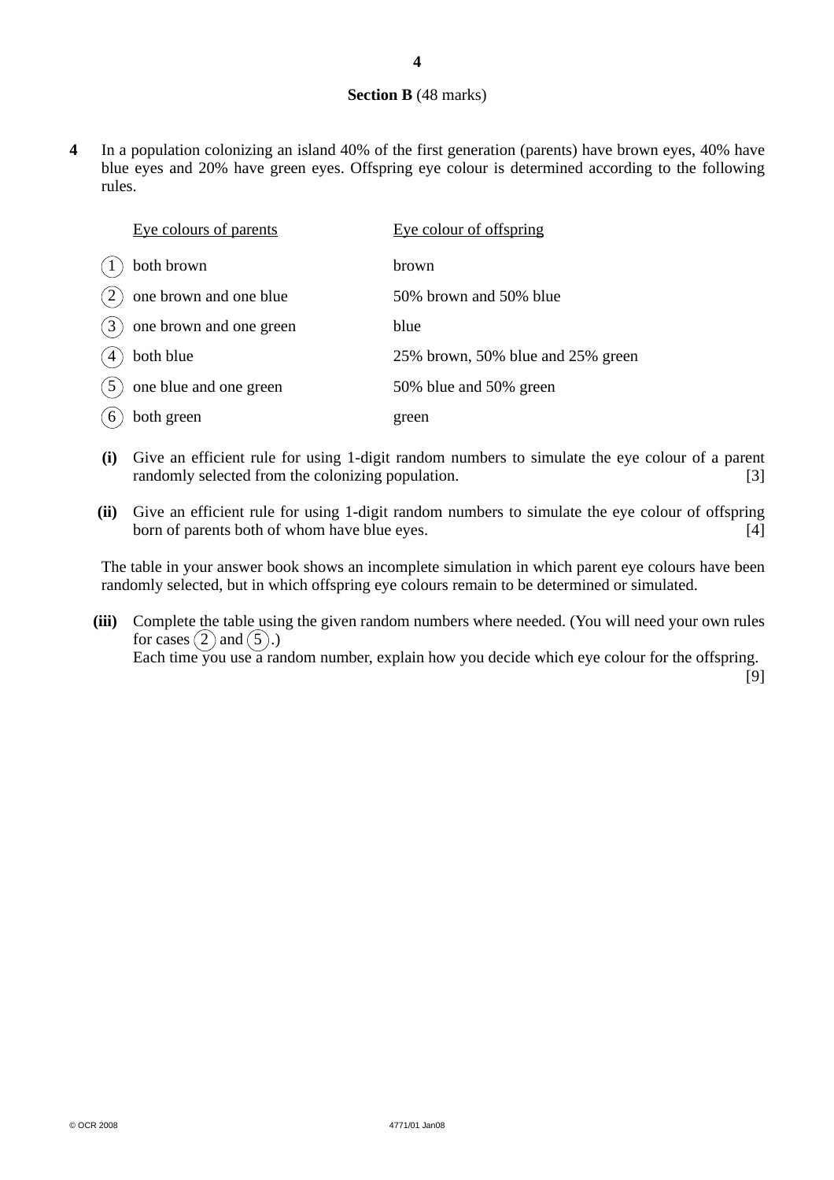## Section B (48 marks)

**4** In a population colonizing an island 40% of the first generation (parents) have brown eyes, 40% have blue eyes and 20% have green eyes. Offspring eye colour is determined according to the following rules.

| | Eye colours of parents | Eye colour of offspring |
|---|---|---|
| (1) | both brown | brown |
| (2) | one brown and one blue | 50% brown and 50% blue |
| (3) | one brown and one green | blue |
| (4) | both blue | 25% brown, 50% blue and 25% green |
| (5) | one blue and one green | 50% blue and 50% green |
| (6) | both green | green |

**(i)** Give an efficient rule for using 1-digit random numbers to simulate the eye colour of a parent randomly selected from the colonizing population. [3]

**(ii)** Give an efficient rule for using 1-digit random numbers to simulate the eye colour of offspring born of parents both of whom have blue eyes. [4]

The table in your answer book shows an incomplete simulation in which parent eye colours have been randomly selected, but in which offspring eye colours remain to be determined or simulated.

**(iii)** Complete the table using the given random numbers where needed. (You will need your own rules for cases (2) and (5).)
Each time you use a random number, explain how you decide which eye colour for the offspring. [9]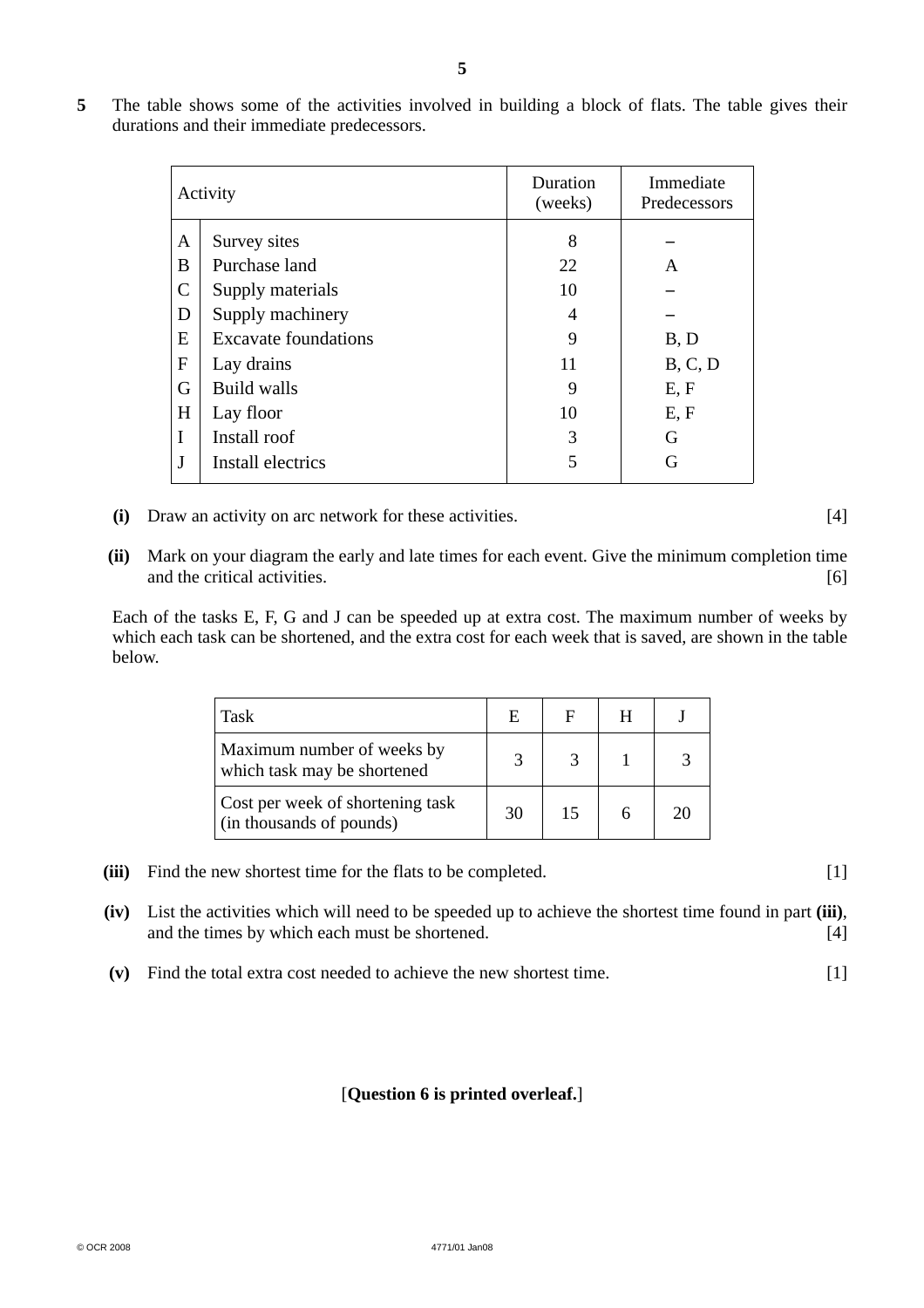**5** The table shows some of the activities involved in building a block of flats. The table gives their durations and their immediate predecessors.

| | Activity | Duration (weeks) | Immediate Predecessors |
|---|---|---|---|
| A | Survey sites | 8 | – |
| B | Purchase land | 22 | A |
| C | Supply materials | 10 | – |
| D | Supply machinery | 4 | – |
| E | Excavate foundations | 9 | B, D |
| F | Lay drains | 11 | B, C, D |
| G | Build walls | 9 | E, F |
| H | Lay floor | 10 | E, F |
| I | Install roof | 3 | G |
| J | Install electrics | 5 | G |

**(i)** Draw an activity on arc network for these activities. [4]

**(ii)** Mark on your diagram the early and late times for each event. Give the minimum completion time and the critical activities. [6]

Each of the tasks E, F, G and J can be speeded up at extra cost. The maximum number of weeks by which each task can be shortened, and the extra cost for each week that is saved, are shown in the table below.

| Task | E | F | H | J |
|---|---|---|---|---|
| Maximum number of weeks by which task may be shortened | 3 | 3 | 1 | 3 |
| Cost per week of shortening task (in thousands of pounds) | 30 | 15 | 6 | 20 |

**(iii)** Find the new shortest time for the flats to be completed. [1]

**(iv)** List the activities which will need to be speeded up to achieve the shortest time found in part **(iii)**, and the times by which each must be shortened. [4]

**(v)** Find the total extra cost needed to achieve the new shortest time. [1]

[**Question 6 is printed overleaf.**]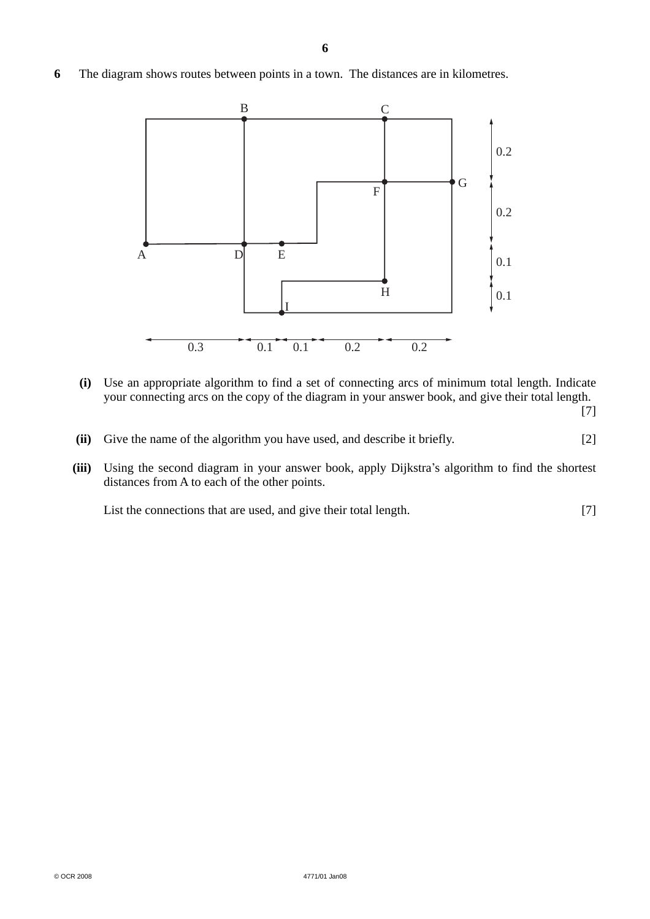**6** The diagram shows routes between points in a town. The distances are in kilometres.

**(i)** Use an appropriate algorithm to find a set of connecting arcs of minimum total length. Indicate your connecting arcs on the copy of the diagram in your answer book, and give their total length. [7]

**(ii)** Give the name of the algorithm you have used, and describe it briefly. [2]

**(iii)** Using the second diagram in your answer book, apply Dijkstra's algorithm to find the shortest distances from A to each of the other points.

List the connections that are used, and give their total length. [7]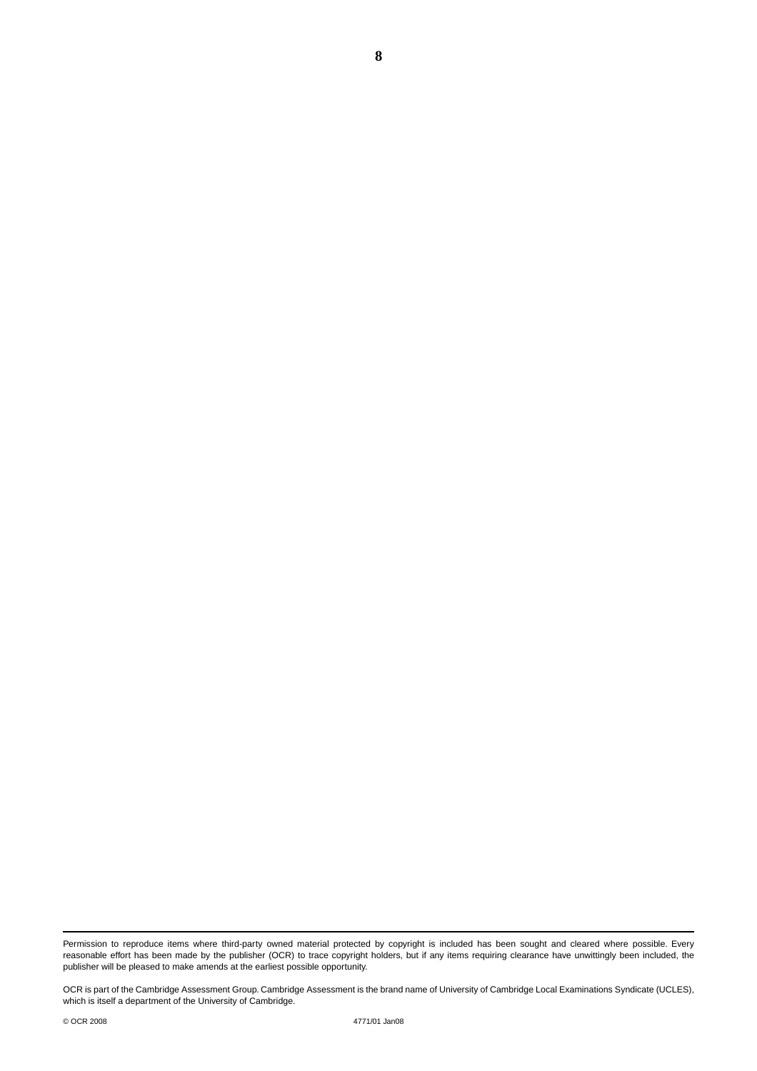Permission to reproduce items where third-party owned material protected by copyright is included has been sought and cleared where possible. Every reasonable effort has been made by the publisher (OCR) to trace copyright holders, but if any items requiring clearance have unwittingly been included, the publisher will be pleased to make amends at the earliest possible opportunity.

OCR is part of the Cambridge Assessment Group. Cambridge Assessment is the brand name of University of Cambridge Local Examinations Syndicate (UCLES), which is itself a department of the University of Cambridge.

© OCR 2008 4771/01 Jan08